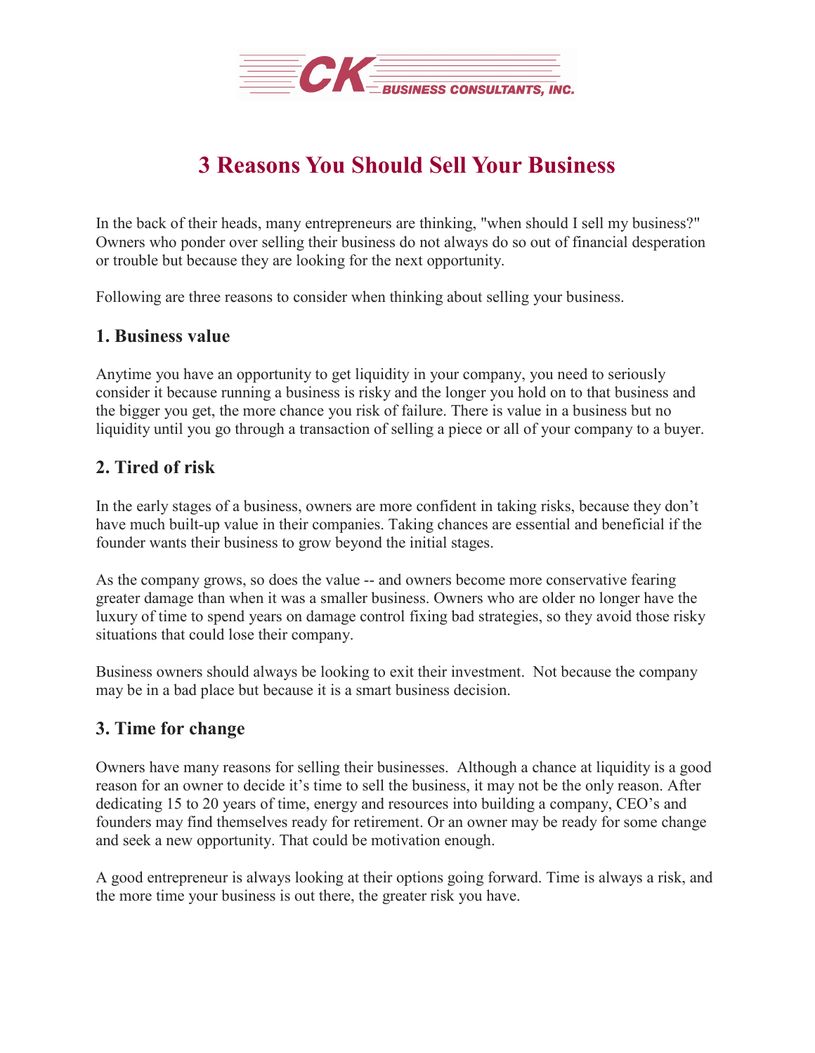CK BUSINESS CONSULTANTS, INC.

# 3 Reasons You Should Sell Your Business

In the back of their heads, many entrepreneurs are thinking, "when should I sell my business?" Owners who ponder over selling their business do not always do so out of financial desperation or trouble but because they are looking for the next opportunity.

Following are three reasons to consider when thinking about selling your business.

## 1. Business value

Anytime you have an opportunity to get liquidity in your company, you need to seriously consider it because running a business is risky and the longer you hold on to that business and the bigger you get, the more chance you risk of failure. There is value in a business but no liquidity until you go through a transaction of selling a piece or all of your company to a buyer.

## 2. Tired of risk

In the early stages of a business, owners are more confident in taking risks, because they don't have much built-up value in their companies. Taking chances are essential and beneficial if the founder wants their business to grow beyond the initial stages.

As the company grows, so does the value -- and owners become more conservative fearing greater damage than when it was a smaller business. Owners who are older no longer have the luxury of time to spend years on damage control fixing bad strategies, so they avoid those risky situations that could lose their company.

Business owners should always be looking to exit their investment. Not because the company may be in a bad place but because it is a smart business decision.

## 3. Time for change

Owners have many reasons for selling their businesses. Although a chance at liquidity is a good reason for an owner to decide it's time to sell the business, it may not be the only reason. After dedicating 15 to 20 years of time, energy and resources into building a company, CEO's and founders may find themselves ready for retirement. Or an owner may be ready for some change and seek a new opportunity. That could be motivation enough.

A good entrepreneur is always looking at their options going forward. Time is always a risk, and the more time your business is out there, the greater risk you have.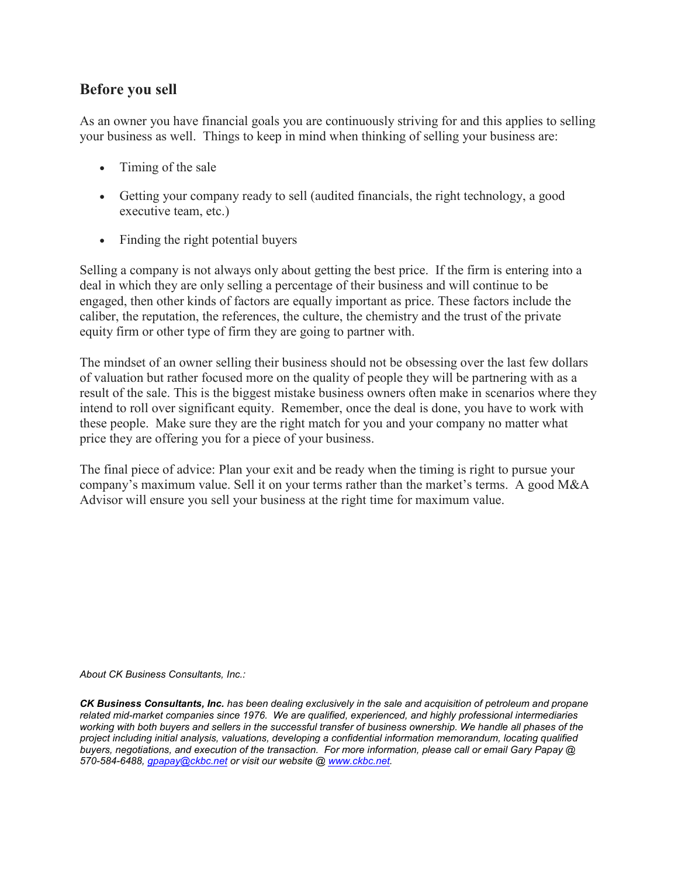## Before you sell

As an owner you have financial goals you are continuously striving for and this applies to selling your business as well. Things to keep in mind when thinking of selling your business are:

- Timing of the sale
- Getting your company ready to sell (audited financials, the right technology, a good executive team, etc.)
- Finding the right potential buyers

Selling a company is not always only about getting the best price. If the firm is entering into a deal in which they are only selling a percentage of their business and will continue to be engaged, then other kinds of factors are equally important as price. These factors include the caliber, the reputation, the references, the culture, the chemistry and the trust of the private equity firm or other type of firm they are going to partner with.

The mindset of an owner selling their business should not be obsessing over the last few dollars of valuation but rather focused more on the quality of people they will be partnering with as a result of the sale. This is the biggest mistake business owners often make in scenarios where they intend to roll over significant equity. Remember, once the deal is done, you have to work with these people. Make sure they are the right match for you and your company no matter what price they are offering you for a piece of your business.

The final piece of advice: Plan your exit and be ready when the timing is right to pursue your company's maximum value. Sell it on your terms rather than the market's terms. A good M&A Advisor will ensure you sell your business at the right time for maximum value.

*About CK Business Consultants, Inc.:*

***CK Business Consultants, Inc.*** *has been dealing exclusively in the sale and acquisition of petroleum and propane related mid-market companies since 1976. We are qualified, experienced, and highly professional intermediaries working with both buyers and sellers in the successful transfer of business ownership. We handle all phases of the project including initial analysis, valuations, developing a confidential information memorandum, locating qualified buyers, negotiations, and execution of the transaction. For more information, please call or email Gary Papay @ 570-584-6488, [gpapay@ckbc.net](mailto:gpapay@ckbc.net) or visit our website @ [www.ckbc.net](http://www.ckbc.net).*